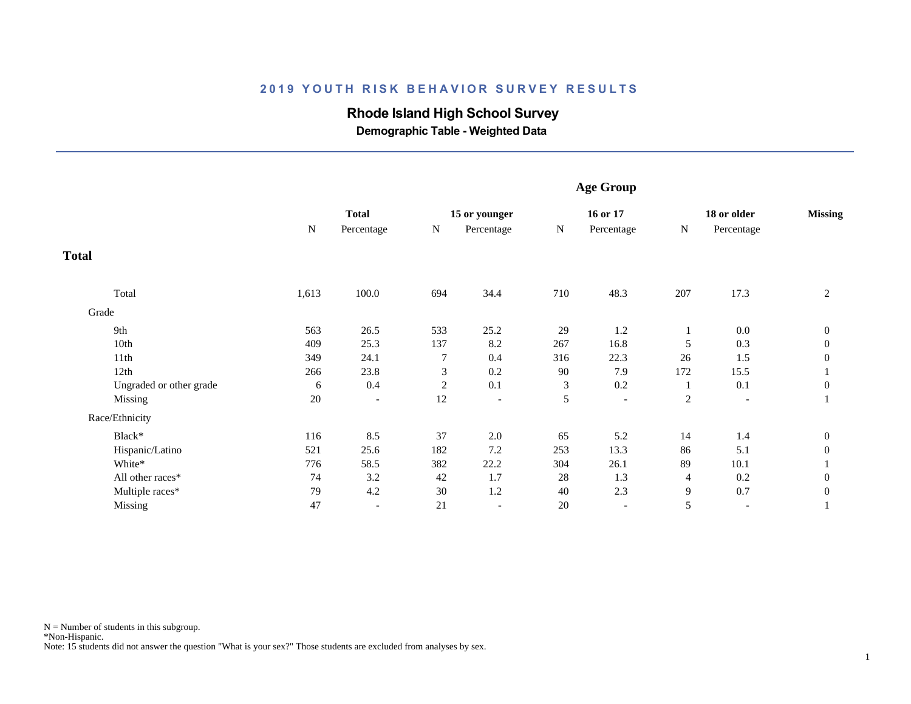## 2019 YOUTH RISK BEHAVIOR SURVEY RESULTS

# Rhode Island High School Survey

### Demographic Table - Weighted Data

| | Total | | Age Group | | | | | | |
|---|---|---|---|---|---|---|---|---|---|
| | Total | | 15 or younger | | 16 or 17 | | 18 or older | | Missing |
| | N | Percentage | N | Percentage | N | Percentage | N | Percentage | |
| **Total** | | | | | | | | | |
| Total | 1,613 | 100.0 | 694 | 34.4 | 710 | 48.3 | 207 | 17.3 | 2 |
| Grade | | | | | | | | | |
| 9th | 563 | 26.5 | 533 | 25.2 | 29 | 1.2 | 1 | 0.0 | 0 |
| 10th | 409 | 25.3 | 137 | 8.2 | 267 | 16.8 | 5 | 0.3 | 0 |
| 11th | 349 | 24.1 | 7 | 0.4 | 316 | 22.3 | 26 | 1.5 | 0 |
| 12th | 266 | 23.8 | 3 | 0.2 | 90 | 7.9 | 172 | 15.5 | 1 |
| Ungraded or other grade | 6 | 0.4 | 2 | 0.1 | 3 | 0.2 | 1 | 0.1 | 0 |
| Missing | 20 | - | 12 | - | 5 | - | 2 | - | 1 |
| Race/Ethnicity | | | | | | | | | |
| Black* | 116 | 8.5 | 37 | 2.0 | 65 | 5.2 | 14 | 1.4 | 0 |
| Hispanic/Latino | 521 | 25.6 | 182 | 7.2 | 253 | 13.3 | 86 | 5.1 | 0 |
| White* | 776 | 58.5 | 382 | 22.2 | 304 | 26.1 | 89 | 10.1 | 1 |
| All other races* | 74 | 3.2 | 42 | 1.7 | 28 | 1.3 | 4 | 0.2 | 0 |
| Multiple races* | 79 | 4.2 | 30 | 1.2 | 40 | 2.3 | 9 | 0.7 | 0 |
| Missing | 47 | - | 21 | - | 20 | - | 5 | - | 1 |

N = Number of students in this subgroup.
*Non-Hispanic.
Note: 15 students did not answer the question "What is your sex?" Those students are excluded from analyses by sex.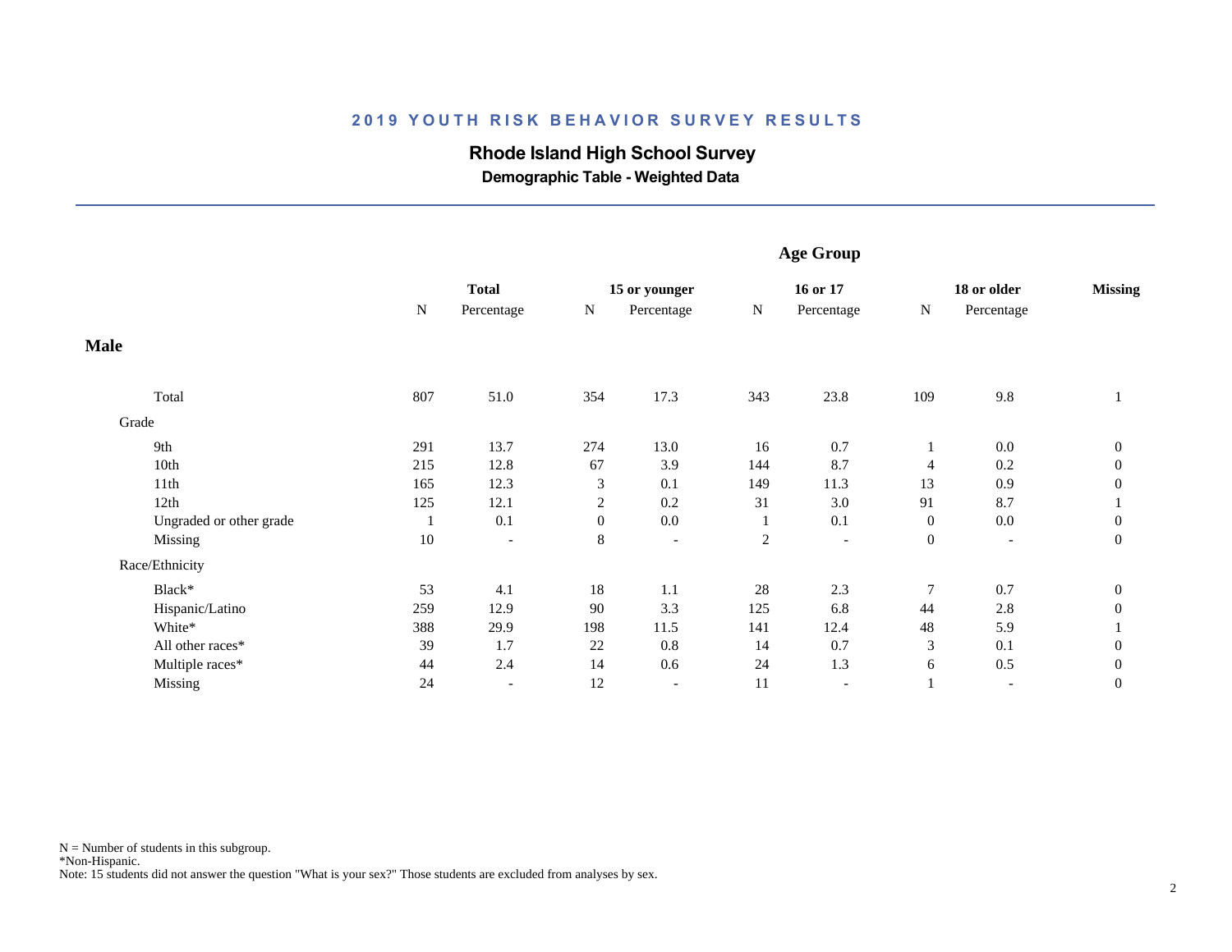## 2019 YOUTH RISK BEHAVIOR SURVEY RESULTS

### Rhode Island High School Survey

**Demographic Table - Weighted Data**

| | Total | | Age Group | | | | | | |
|---|---|---|---|---|---|---|---|---|---|
| | Total | | 15 or younger | | 16 or 17 | | 18 or older | | Missing |
| | N | Percentage | N | Percentage | N | Percentage | N | Percentage | |
| **Male** | | | | | | | | | |
| Total | 807 | 51.0 | 354 | 17.3 | 343 | 23.8 | 109 | 9.8 | 1 |
| Grade | | | | | | | | | |
| 9th | 291 | 13.7 | 274 | 13.0 | 16 | 0.7 | 1 | 0.0 | 0 |
| 10th | 215 | 12.8 | 67 | 3.9 | 144 | 8.7 | 4 | 0.2 | 0 |
| 11th | 165 | 12.3 | 3 | 0.1 | 149 | 11.3 | 13 | 0.9 | 0 |
| 12th | 125 | 12.1 | 2 | 0.2 | 31 | 3.0 | 91 | 8.7 | 1 |
| Ungraded or other grade | 1 | 0.1 | 0 | 0.0 | 1 | 0.1 | 0 | 0.0 | 0 |
| Missing | 10 | - | 8 | - | 2 | - | 0 | - | 0 |
| Race/Ethnicity | | | | | | | | | |
| Black* | 53 | 4.1 | 18 | 1.1 | 28 | 2.3 | 7 | 0.7 | 0 |
| Hispanic/Latino | 259 | 12.9 | 90 | 3.3 | 125 | 6.8 | 44 | 2.8 | 0 |
| White* | 388 | 29.9 | 198 | 11.5 | 141 | 12.4 | 48 | 5.9 | 1 |
| All other races* | 39 | 1.7 | 22 | 0.8 | 14 | 0.7 | 3 | 0.1 | 0 |
| Multiple races* | 44 | 2.4 | 14 | 0.6 | 24 | 1.3 | 6 | 0.5 | 0 |
| Missing | 24 | - | 12 | - | 11 | - | 1 | - | 0 |

N = Number of students in this subgroup.
*Non-Hispanic.
Note: 15 students did not answer the question "What is your sex?" Those students are excluded from analyses by sex.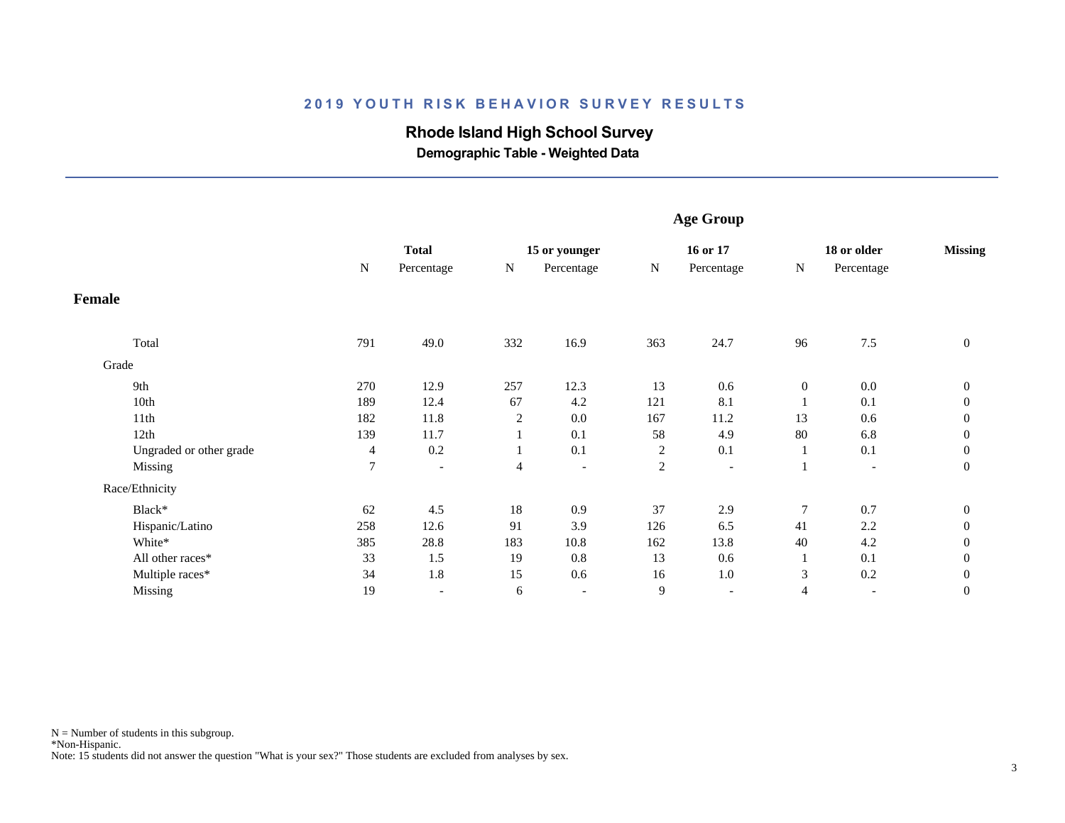## 2019 YOUTH RISK BEHAVIOR SURVEY RESULTS

### Rhode Island High School Survey

**Demographic Table - Weighted Data**

| | Total | | Age Group: 15 or younger | | 16 or 17 | | 18 or older | | Missing |
|---|---|---|---|---|---|---|---|---|---|
| | N | Percentage | N | Percentage | N | Percentage | N | Percentage | |
| **Female** | | | | | | | | | |
| Total | 791 | 49.0 | 332 | 16.9 | 363 | 24.7 | 96 | 7.5 | 0 |
| Grade | | | | | | | | | |
| 9th | 270 | 12.9 | 257 | 12.3 | 13 | 0.6 | 0 | 0.0 | 0 |
| 10th | 189 | 12.4 | 67 | 4.2 | 121 | 8.1 | 1 | 0.1 | 0 |
| 11th | 182 | 11.8 | 2 | 0.0 | 167 | 11.2 | 13 | 0.6 | 0 |
| 12th | 139 | 11.7 | 1 | 0.1 | 58 | 4.9 | 80 | 6.8 | 0 |
| Ungraded or other grade | 4 | 0.2 | 1 | 0.1 | 2 | 0.1 | 1 | 0.1 | 0 |
| Missing | 7 | - | 4 | - | 2 | - | 1 | - | 0 |
| Race/Ethnicity | | | | | | | | | |
| Black* | 62 | 4.5 | 18 | 0.9 | 37 | 2.9 | 7 | 0.7 | 0 |
| Hispanic/Latino | 258 | 12.6 | 91 | 3.9 | 126 | 6.5 | 41 | 2.2 | 0 |
| White* | 385 | 28.8 | 183 | 10.8 | 162 | 13.8 | 40 | 4.2 | 0 |
| All other races* | 33 | 1.5 | 19 | 0.8 | 13 | 0.6 | 1 | 0.1 | 0 |
| Multiple races* | 34 | 1.8 | 15 | 0.6 | 16 | 1.0 | 3 | 0.2 | 0 |
| Missing | 19 | - | 6 | - | 9 | - | 4 | - | 0 |

N = Number of students in this subgroup.
*Non-Hispanic.
Note: 15 students did not answer the question "What is your sex?" Those students are excluded from analyses by sex.